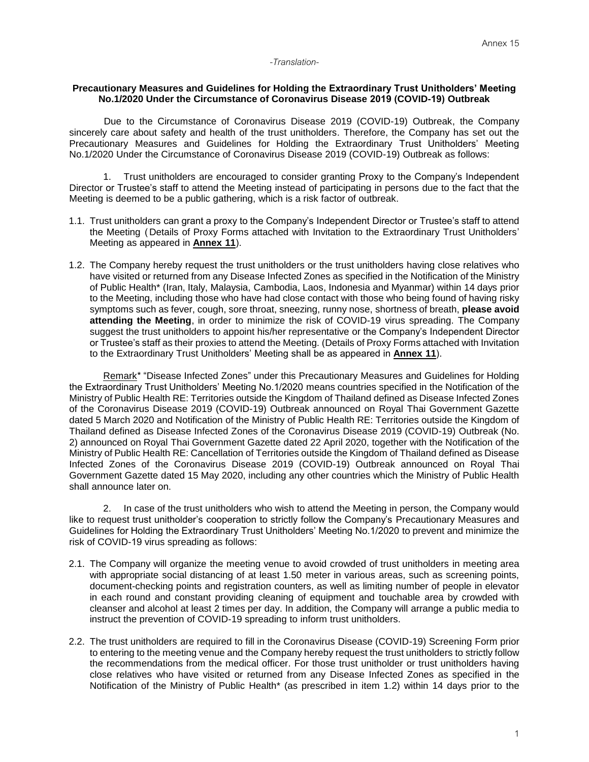Annex 15

*-Translation-*

**Precautionary Measures and Guidelines for Holding the Extraordinary Trust Unitholders' Meeting No.1/2020 Under the Circumstance of Coronavirus Disease 2019 (COVID-19) Outbreak**

Due to the Circumstance of Coronavirus Disease 2019 (COVID-19) Outbreak, the Company sincerely care about safety and health of the trust unitholders. Therefore, the Company has set out the Precautionary Measures and Guidelines for Holding the Extraordinary Trust Unitholders' Meeting No.1/2020 Under the Circumstance of Coronavirus Disease 2019 (COVID-19) Outbreak as follows:

1. Trust unitholders are encouraged to consider granting Proxy to the Company's Independent Director or Trustee's staff to attend the Meeting instead of participating in persons due to the fact that the Meeting is deemed to be a public gathering, which is a risk factor of outbreak.

1.1. Trust unitholders can grant a proxy to the Company's Independent Director or Trustee's staff to attend the Meeting (Details of Proxy Forms attached with Invitation to the Extraordinary Trust Unitholders' Meeting as appeared in **Annex 11**).

1.2. The Company hereby request the trust unitholders or the trust unitholders having close relatives who have visited or returned from any Disease Infected Zones as specified in the Notification of the Ministry of Public Health* (Iran, Italy, Malaysia, Cambodia, Laos, Indonesia and Myanmar) within 14 days prior to the Meeting, including those who have had close contact with those who being found of having risky symptoms such as fever, cough, sore throat, sneezing, runny nose, shortness of breath, **please avoid attending the Meeting**, in order to minimize the risk of COVID-19 virus spreading. The Company suggest the trust unitholders to appoint his/her representative or the Company's Independent Director or Trustee's staff as their proxies to attend the Meeting. (Details of Proxy Forms attached with Invitation to the Extraordinary Trust Unitholders' Meeting shall be as appeared in **Annex 11**).

Remark* "Disease Infected Zones" under this Precautionary Measures and Guidelines for Holding the Extraordinary Trust Unitholders' Meeting No.1/2020 means countries specified in the Notification of the Ministry of Public Health RE: Territories outside the Kingdom of Thailand defined as Disease Infected Zones of the Coronavirus Disease 2019 (COVID-19) Outbreak announced on Royal Thai Government Gazette dated 5 March 2020 and Notification of the Ministry of Public Health RE: Territories outside the Kingdom of Thailand defined as Disease Infected Zones of the Coronavirus Disease 2019 (COVID-19) Outbreak (No. 2) announced on Royal Thai Government Gazette dated 22 April 2020, together with the Notification of the Ministry of Public Health RE: Cancellation of Territories outside the Kingdom of Thailand defined as Disease Infected Zones of the Coronavirus Disease 2019 (COVID-19) Outbreak announced on Royal Thai Government Gazette dated 15 May 2020, including any other countries which the Ministry of Public Health shall announce later on.

2. In case of the trust unitholders who wish to attend the Meeting in person, the Company would like to request trust unitholder's cooperation to strictly follow the Company's Precautionary Measures and Guidelines for Holding the Extraordinary Trust Unitholders' Meeting No.1/2020 to prevent and minimize the risk of COVID-19 virus spreading as follows:

2.1. The Company will organize the meeting venue to avoid crowded of trust unitholders in meeting area with appropriate social distancing of at least 1.50 meter in various areas, such as screening points, document-checking points and registration counters, as well as limiting number of people in elevator in each round and constant providing cleaning of equipment and touchable area by crowded with cleanser and alcohol at least 2 times per day. In addition, the Company will arrange a public media to instruct the prevention of COVID-19 spreading to inform trust unitholders.

2.2. The trust unitholders are required to fill in the Coronavirus Disease (COVID-19) Screening Form prior to entering to the meeting venue and the Company hereby request the trust unitholders to strictly follow the recommendations from the medical officer. For those trust unitholder or trust unitholders having close relatives who have visited or returned from any Disease Infected Zones as specified in the Notification of the Ministry of Public Health* (as prescribed in item 1.2) within 14 days prior to the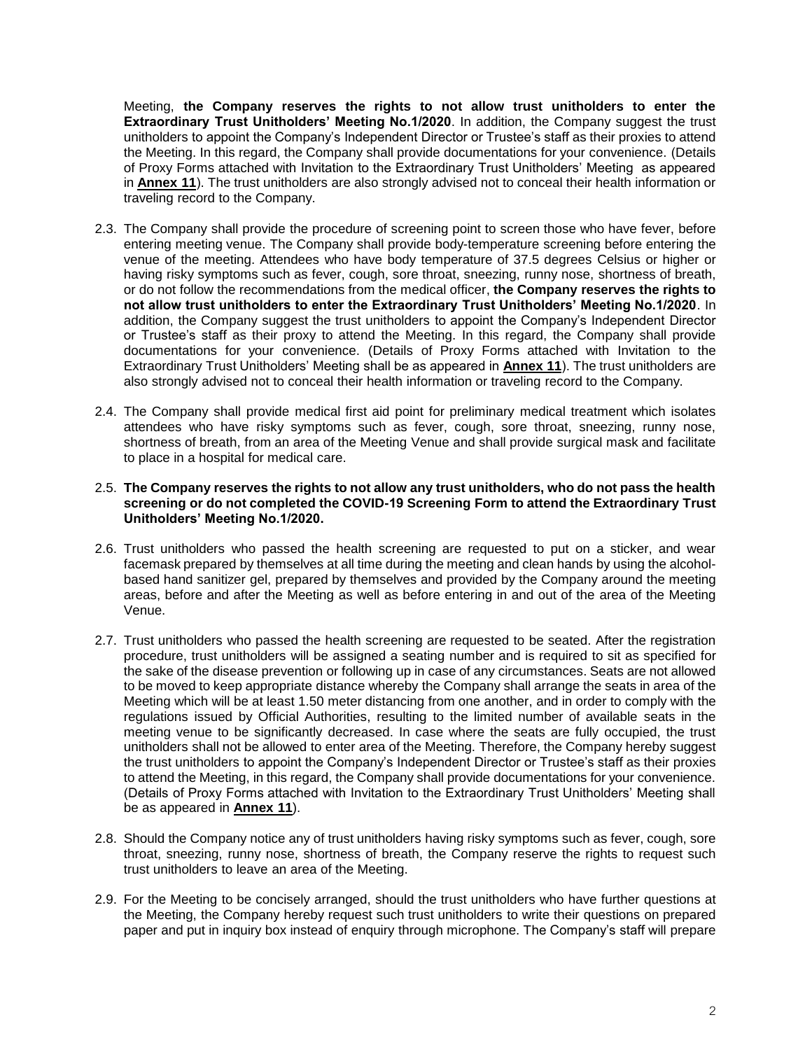Meeting, **the Company reserves the rights to not allow trust unitholders to enter the Extraordinary Trust Unitholders' Meeting No.1/2020**. In addition, the Company suggest the trust unitholders to appoint the Company's Independent Director or Trustee's staff as their proxies to attend the Meeting. In this regard, the Company shall provide documentations for your convenience. (Details of Proxy Forms attached with Invitation to the Extraordinary Trust Unitholders' Meeting as appeared in **Annex 11**). The trust unitholders are also strongly advised not to conceal their health information or traveling record to the Company.

2.3. The Company shall provide the procedure of screening point to screen those who have fever, before entering meeting venue. The Company shall provide body-temperature screening before entering the venue of the meeting. Attendees who have body temperature of 37.5 degrees Celsius or higher or having risky symptoms such as fever, cough, sore throat, sneezing, runny nose, shortness of breath, or do not follow the recommendations from the medical officer, **the Company reserves the rights to not allow trust unitholders to enter the Extraordinary Trust Unitholders' Meeting No.1/2020**. In addition, the Company suggest the trust unitholders to appoint the Company's Independent Director or Trustee's staff as their proxy to attend the Meeting. In this regard, the Company shall provide documentations for your convenience. (Details of Proxy Forms attached with Invitation to the Extraordinary Trust Unitholders' Meeting shall be as appeared in **Annex 11**). The trust unitholders are also strongly advised not to conceal their health information or traveling record to the Company.

2.4. The Company shall provide medical first aid point for preliminary medical treatment which isolates attendees who have risky symptoms such as fever, cough, sore throat, sneezing, runny nose, shortness of breath, from an area of the Meeting Venue and shall provide surgical mask and facilitate to place in a hospital for medical care.

2.5. **The Company reserves the rights to not allow any trust unitholders, who do not pass the health screening or do not completed the COVID-19 Screening Form to attend the Extraordinary Trust Unitholders' Meeting No.1/2020.**

2.6. Trust unitholders who passed the health screening are requested to put on a sticker, and wear facemask prepared by themselves at all time during the meeting and clean hands by using the alcohol-based hand sanitizer gel, prepared by themselves and provided by the Company around the meeting areas, before and after the Meeting as well as before entering in and out of the area of the Meeting Venue.

2.7. Trust unitholders who passed the health screening are requested to be seated. After the registration procedure, trust unitholders will be assigned a seating number and is required to sit as specified for the sake of the disease prevention or following up in case of any circumstances. Seats are not allowed to be moved to keep appropriate distance whereby the Company shall arrange the seats in area of the Meeting which will be at least 1.50 meter distancing from one another, and in order to comply with the regulations issued by Official Authorities, resulting to the limited number of available seats in the meeting venue to be significantly decreased. In case where the seats are fully occupied, the trust unitholders shall not be allowed to enter area of the Meeting. Therefore, the Company hereby suggest the trust unitholders to appoint the Company's Independent Director or Trustee's staff as their proxies to attend the Meeting, in this regard, the Company shall provide documentations for your convenience. (Details of Proxy Forms attached with Invitation to the Extraordinary Trust Unitholders' Meeting shall be as appeared in **Annex 11**).

2.8. Should the Company notice any of trust unitholders having risky symptoms such as fever, cough, sore throat, sneezing, runny nose, shortness of breath, the Company reserve the rights to request such trust unitholders to leave an area of the Meeting.

2.9. For the Meeting to be concisely arranged, should the trust unitholders who have further questions at the Meeting, the Company hereby request such trust unitholders to write their questions on prepared paper and put in inquiry box instead of enquiry through microphone. The Company's staff will prepare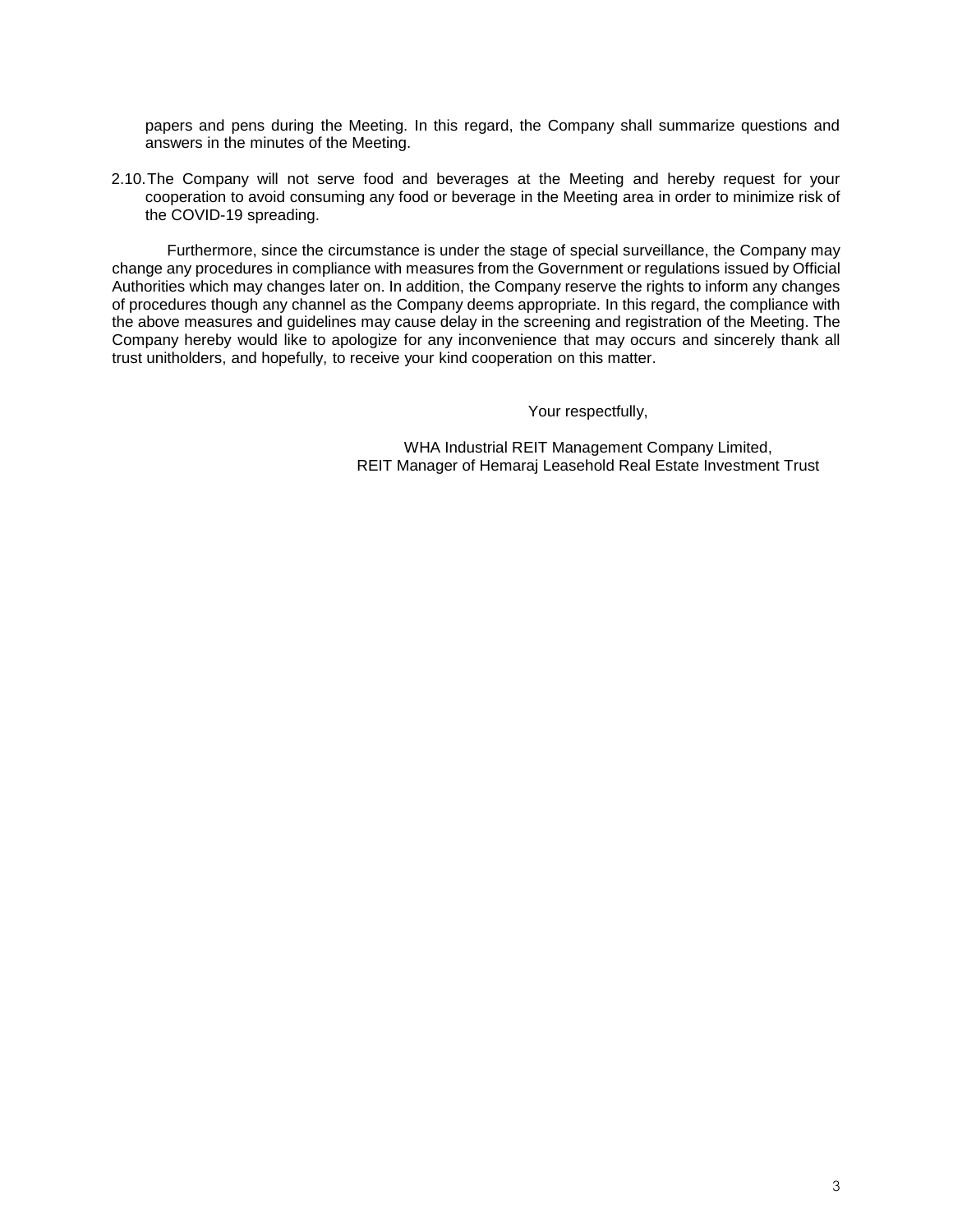papers and pens during the Meeting. In this regard, the Company shall summarize questions and answers in the minutes of the Meeting.

2.10. The Company will not serve food and beverages at the Meeting and hereby request for your cooperation to avoid consuming any food or beverage in the Meeting area in order to minimize risk of the COVID-19 spreading.

Furthermore, since the circumstance is under the stage of special surveillance, the Company may change any procedures in compliance with measures from the Government or regulations issued by Official Authorities which may changes later on. In addition, the Company reserve the rights to inform any changes of procedures though any channel as the Company deems appropriate. In this regard, the compliance with the above measures and guidelines may cause delay in the screening and registration of the Meeting. The Company hereby would like to apologize for any inconvenience that may occurs and sincerely thank all trust unitholders, and hopefully, to receive your kind cooperation on this matter.

Your respectfully,

WHA Industrial REIT Management Company Limited,
REIT Manager of Hemaraj Leasehold Real Estate Investment Trust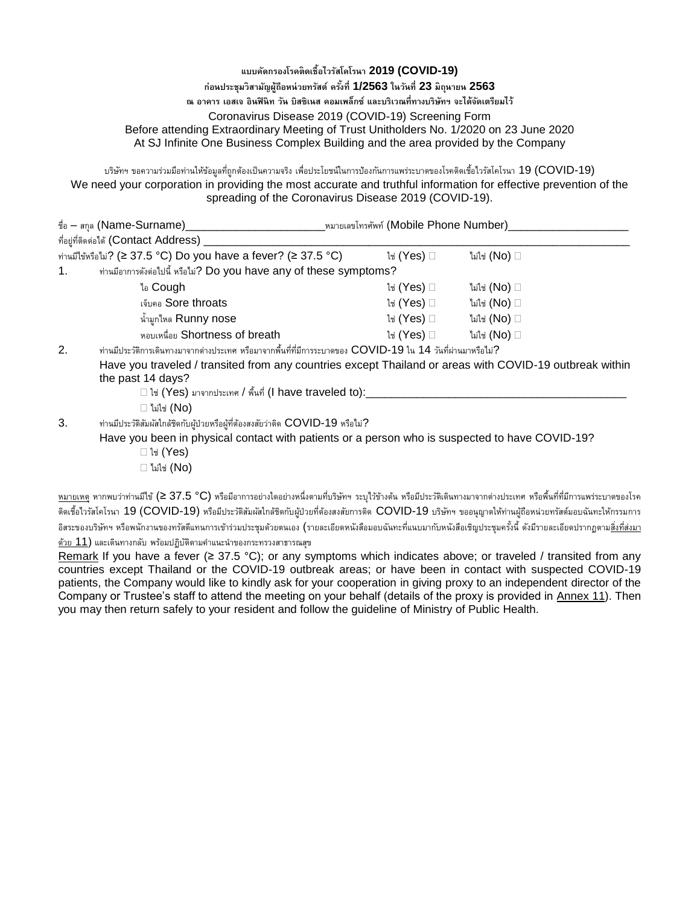**แบบคัดกรองโรคติดเชื้อไวรัสโคโรนา 2019 (COVID-19)**

**ก่อนประชุมวิสามัญผู้ถือหน่วยทรัสต์ ครั้งที่ 1/2563 ในวันที่ 23 มิถุนายน 2563**

**ณ อาคาร เอสเจ อินฟินิท วัน บิสซิเนส คอมเพล็กซ์ และบริเวณที่ทางบริษัทฯ จะได้จัดเตรียมไว้**

Coronavirus Disease 2019 (COVID-19) Screening Form

Before attending Extraordinary Meeting of Trust Unitholders No. 1/2020 on 23 June 2020

At SJ Infinite One Business Complex Building and the area provided by the Company

บริษัทฯ ขอความร่วมมือท่านให้ข้อมูลที่ถูกต้องเป็นความจริง เพื่อประโยชน์ในการป้องกันการแพร่ระบาดของโรคติดเชื้อไวรัสโคโรนา 19 (COVID-19)
We need your corporation in providing the most accurate and truthful information for effective prevention of the spreading of the Coronavirus Disease 2019 (COVID-19).

ชื่อ – สกุล (Name-Surname)______________________ หมายเลขโทรศัพท์ (Mobile Phone Number)___________________

ที่อยู่ที่ติดต่อได้ (Contact Address) ______________________________________________________________

ท่านมีไข้หรือไม่? (≥ 37.5 °C) Do you have a fever? (≥ 37.5 °C) ใช่ (Yes) ☐ ไม่ใช่ (No) ☐

1. ท่านมีอาการดังต่อไปนี้ หรือไม่? Do you have any of these symptoms?
   - ไอ Cough ใช่ (Yes) ☐ ไม่ใช่ (No) ☐
   - เจ็บคอ Sore throats ใช่ (Yes) ☐ ไม่ใช่ (No) ☐
   - น้ำมูกไหล Runny nose ใช่ (Yes) ☐ ไม่ใช่ (No) ☐
   - หอบเหนื่อย Shortness of breath ใช่ (Yes) ☐ ไม่ใช่ (No) ☐

2. ท่านมีประวัติการเดินทางมาจากต่างประเทศ หรือมาจากพื้นที่ที่มีการระบาดของ COVID-19 ใน 14 วันที่ผ่านมาหรือไม่?
   Have you traveled / transited from any countries except Thailand or areas with COVID-19 outbreak within the past 14 days?
   - ☐ ใช่ (Yes) มาจากประเทศ / พื้นที่ (I have traveled to):___________________________________________
   - ☐ ไม่ใช่ (No)

3. ท่านมีประวัติสัมผัสใกล้ชิดกับผู้ป่วยหรือผู้ที่ต้องสงสัยว่าติด COVID-19 หรือไม่?
   Have you been in physical contact with patients or a person who is suspected to have COVID-19?
   - ☐ ใช่ (Yes)
   - ☐ ไม่ใช่ (No)

หมายเหตุ หากพบว่าท่านมีไข้ (≥ 37.5 °C) หรือมีอาการอย่างใดอย่างหนึ่งตามที่บริษัทฯ ระบุไว้ข้างต้น หรือมีประวัติเดินทางมาจากต่างประเทศ หรือพื้นที่ที่มีการแพร่ระบาดของโรคติดเชื้อไวรัสโคโรนา 19 (COVID-19) หรือมีประวัติสัมผัสใกล้ชิดกับผู้ป่วยที่ต้องสงสัยการติด COVID-19 บริษัทฯ ขออนุญาตให้ท่านผู้ถือหน่วยทรัสต์มอบฉันทะให้กรรมการอิสระของบริษัทฯ หรือพนักงานของทรัสตีแทนการเข้าร่วมประชุมด้วยตนเอง (รายละเอียดหนังสือมอบฉันทะที่แนบมากับหนังสือเชิญประชุมครั้งนี้ ดังมีรายละเอียดปรากฏตามสิ่งที่ส่งมาด้วย 11) และเดินทางกลับ พร้อมปฏิบัติตามคำแนะนำของกระทรวงสาธารณสุข

Remark If you have a fever (≥ 37.5 °C); or any symptoms which indicates above; or traveled / transited from any countries except Thailand or the COVID-19 outbreak areas; or have been in contact with suspected COVID-19 patients, the Company would like to kindly ask for your cooperation in giving proxy to an independent director of the Company or Trustee's staff to attend the meeting on your behalf (details of the proxy is provided in Annex 11). Then you may then return safely to your resident and follow the guideline of Ministry of Public Health.